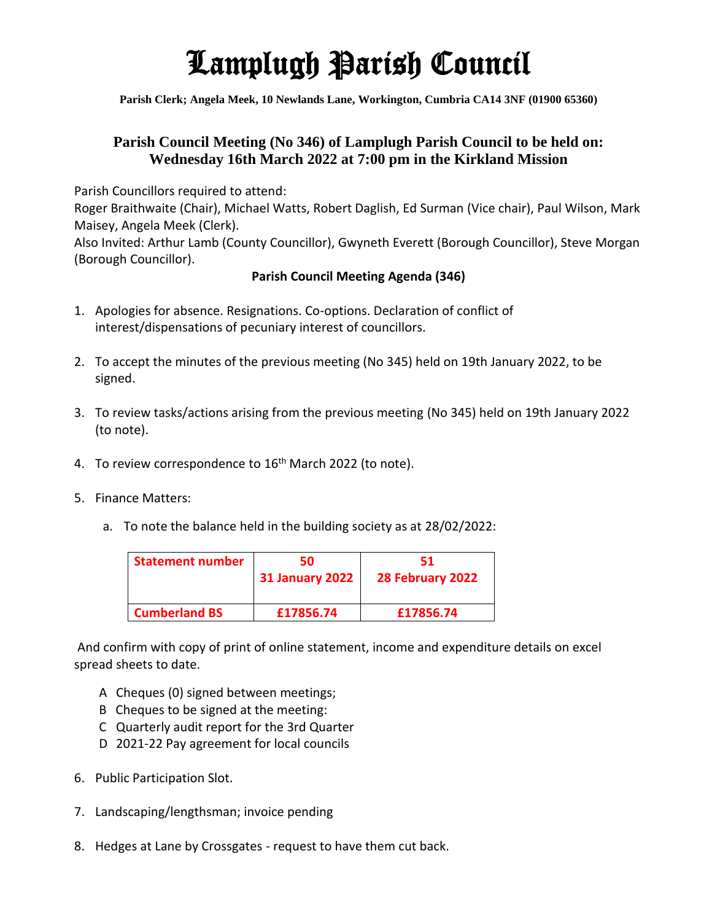# Lamplugh Parish Council

**Parish Clerk; Angela Meek, 10 Newlands Lane, Workington, Cumbria CA14 3NF (01900 65360)**

## Parish Council Meeting (No 346) of Lamplugh Parish Council to be held on: Wednesday 16th March 2022 at 7:00 pm in the Kirkland Mission

Parish Councillors required to attend:
Roger Braithwaite (Chair), Michael Watts, Robert Daglish, Ed Surman (Vice chair), Paul Wilson, Mark Maisey, Angela Meek (Clerk).
Also Invited: Arthur Lamb (County Councillor), Gwyneth Everett (Borough Councillor), Steve Morgan (Borough Councillor).

**Parish Council Meeting Agenda (346)**

1. Apologies for absence. Resignations. Co-options. Declaration of conflict of interest/dispensations of pecuniary interest of councillors.
2. To accept the minutes of the previous meeting (No 345) held on 19th January 2022, to be signed.
3. To review tasks/actions arising from the previous meeting (No 345) held on 19th January 2022 (to note).
4. To review correspondence to 16th March 2022 (to note).
5. Finance Matters:
   a. To note the balance held in the building society as at 28/02/2022:

| Statement number | 50<br>31 January 2022 | 51<br>28 February 2022 |
|---|---|---|
| Cumberland BS | £17856.74 | £17856.74 |

And confirm with copy of print of online statement, income and expenditure details on excel spread sheets to date.

   A Cheques (0) signed between meetings;
   B Cheques to be signed at the meeting:
   C Quarterly audit report for the 3rd Quarter
   D 2021-22 Pay agreement for local councils

6. Public Participation Slot.
7. Landscaping/lengthsman; invoice pending
8. Hedges at Lane by Crossgates - request to have them cut back.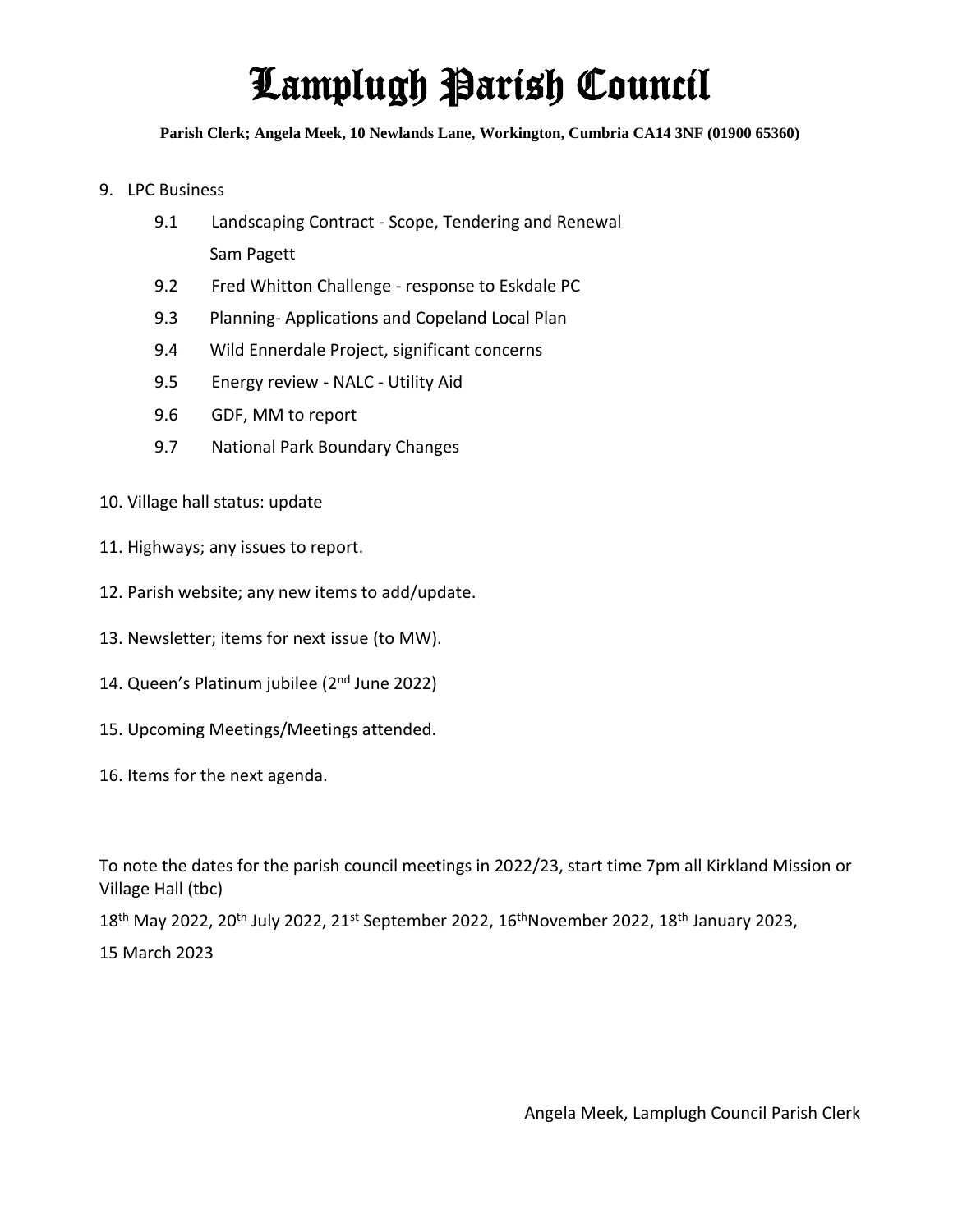# Lamplugh Parish Council

**Parish Clerk; Angela Meek, 10 Newlands Lane, Workington, Cumbria CA14 3NF (01900 65360)**

9. LPC Business
   - 9.1 Landscaping Contract - Scope, Tendering and Renewal
     Sam Pagett
   - 9.2 Fred Whitton Challenge - response to Eskdale PC
   - 9.3 Planning- Applications and Copeland Local Plan
   - 9.4 Wild Ennerdale Project, significant concerns
   - 9.5 Energy review - NALC - Utility Aid
   - 9.6 GDF, MM to report
   - 9.7 National Park Boundary Changes

10. Village hall status: update

11. Highways; any issues to report.

12. Parish website; any new items to add/update.

13. Newsletter; items for next issue (to MW).

14. Queen's Platinum jubilee (2nd June 2022)

15. Upcoming Meetings/Meetings attended.

16. Items for the next agenda.

To note the dates for the parish council meetings in 2022/23, start time 7pm all Kirkland Mission or Village Hall (tbc)

18th May 2022, 20th July 2022, 21st September 2022, 16thNovember 2022, 18th January 2023,

15 March 2023

Angela Meek, Lamplugh Council Parish Clerk